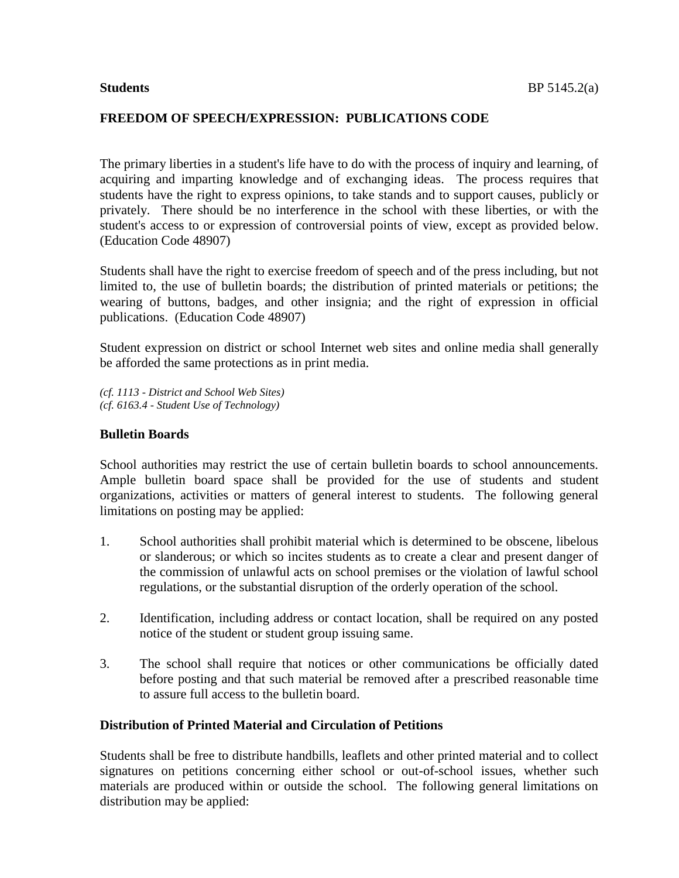**Students** BP 5145.2(a)

# FREEDOM OF SPEECH/EXPRESSION: PUBLICATIONS CODE

The primary liberties in a student's life have to do with the process of inquiry and learning, of acquiring and imparting knowledge and of exchanging ideas. The process requires that students have the right to express opinions, to take stands and to support causes, publicly or privately. There should be no interference in the school with these liberties, or with the student's access to or expression of controversial points of view, except as provided below. (Education Code 48907)

Students shall have the right to exercise freedom of speech and of the press including, but not limited to, the use of bulletin boards; the distribution of printed materials or petitions; the wearing of buttons, badges, and other insignia; and the right of expression in official publications. (Education Code 48907)

Student expression on district or school Internet web sites and online media shall generally be afforded the same protections as in print media.

*(cf. 1113 - District and School Web Sites)*
*(cf. 6163.4 - Student Use of Technology)*

## Bulletin Boards

School authorities may restrict the use of certain bulletin boards to school announcements. Ample bulletin board space shall be provided for the use of students and student organizations, activities or matters of general interest to students. The following general limitations on posting may be applied:

1. School authorities shall prohibit material which is determined to be obscene, libelous or slanderous; or which so incites students as to create a clear and present danger of the commission of unlawful acts on school premises or the violation of lawful school regulations, or the substantial disruption of the orderly operation of the school.

2. Identification, including address or contact location, shall be required on any posted notice of the student or student group issuing same.

3. The school shall require that notices or other communications be officially dated before posting and that such material be removed after a prescribed reasonable time to assure full access to the bulletin board.

## Distribution of Printed Material and Circulation of Petitions

Students shall be free to distribute handbills, leaflets and other printed material and to collect signatures on petitions concerning either school or out-of-school issues, whether such materials are produced within or outside the school. The following general limitations on distribution may be applied: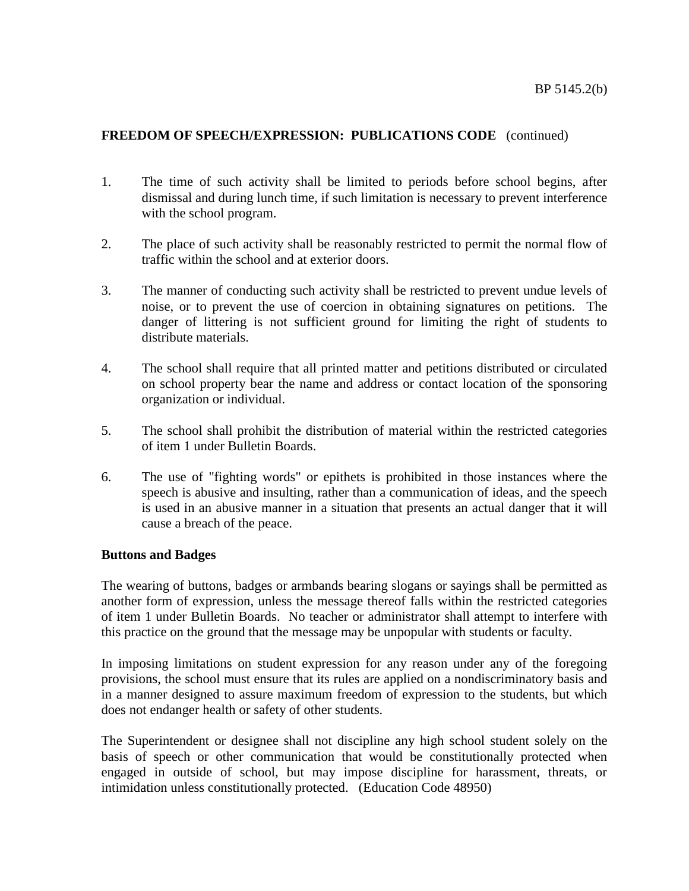**FREEDOM OF SPEECH/EXPRESSION: PUBLICATIONS CODE** (continued)

1. The time of such activity shall be limited to periods before school begins, after dismissal and during lunch time, if such limitation is necessary to prevent interference with the school program.

2. The place of such activity shall be reasonably restricted to permit the normal flow of traffic within the school and at exterior doors.

3. The manner of conducting such activity shall be restricted to prevent undue levels of noise, or to prevent the use of coercion in obtaining signatures on petitions. The danger of littering is not sufficient ground for limiting the right of students to distribute materials.

4. The school shall require that all printed matter and petitions distributed or circulated on school property bear the name and address or contact location of the sponsoring organization or individual.

5. The school shall prohibit the distribution of material within the restricted categories of item 1 under Bulletin Boards.

6. The use of "fighting words" or epithets is prohibited in those instances where the speech is abusive and insulting, rather than a communication of ideas, and the speech is used in an abusive manner in a situation that presents an actual danger that it will cause a breach of the peace.

**Buttons and Badges**

The wearing of buttons, badges or armbands bearing slogans or sayings shall be permitted as another form of expression, unless the message thereof falls within the restricted categories of item 1 under Bulletin Boards. No teacher or administrator shall attempt to interfere with this practice on the ground that the message may be unpopular with students or faculty.

In imposing limitations on student expression for any reason under any of the foregoing provisions, the school must ensure that its rules are applied on a nondiscriminatory basis and in a manner designed to assure maximum freedom of expression to the students, but which does not endanger health or safety of other students.

The Superintendent or designee shall not discipline any high school student solely on the basis of speech or other communication that would be constitutionally protected when engaged in outside of school, but may impose discipline for harassment, threats, or intimidation unless constitutionally protected. (Education Code 48950)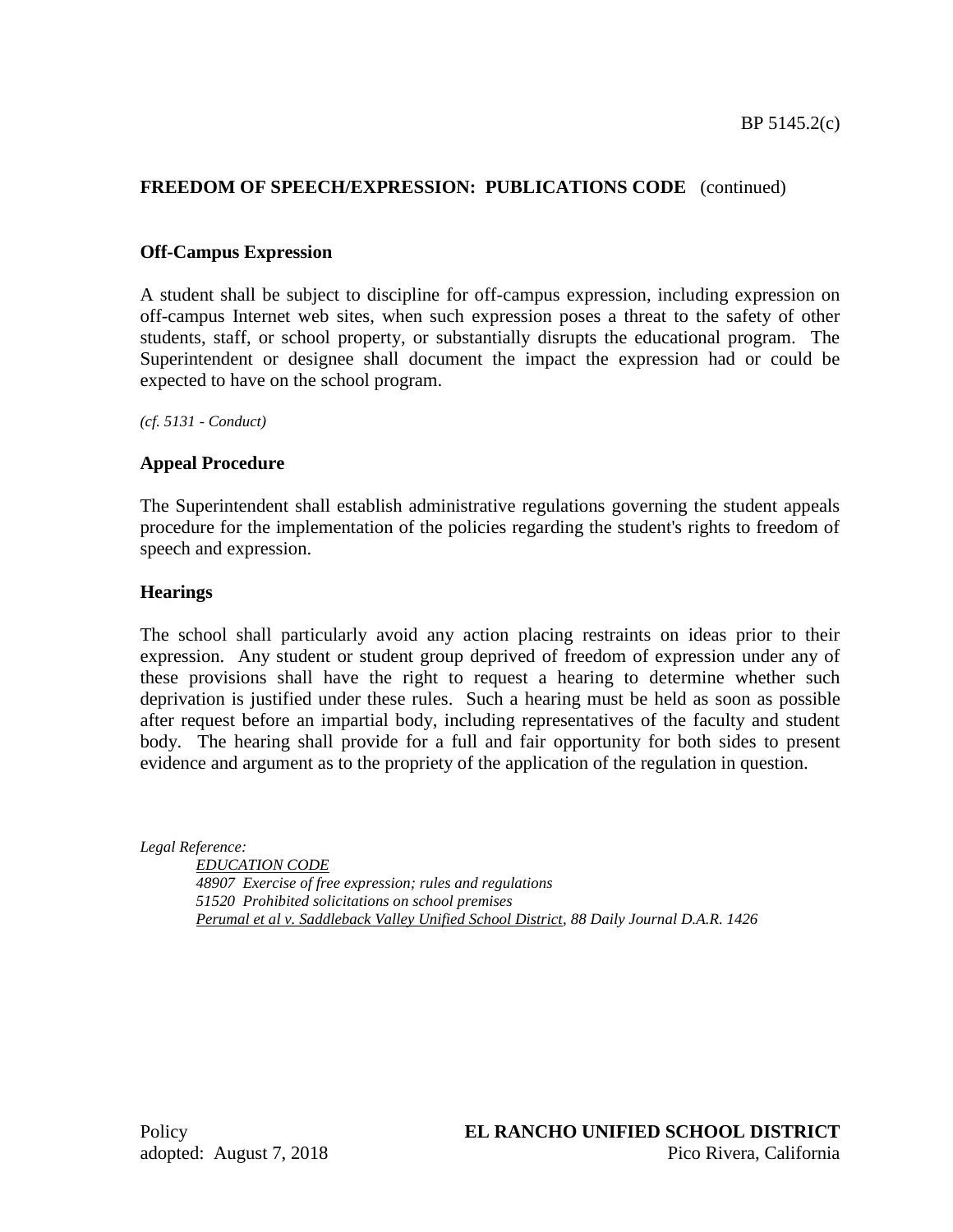**FREEDOM OF SPEECH/EXPRESSION: PUBLICATIONS CODE** (continued)

## Off-Campus Expression

A student shall be subject to discipline for off-campus expression, including expression on off-campus Internet web sites, when such expression poses a threat to the safety of other students, staff, or school property, or substantially disrupts the educational program. The Superintendent or designee shall document the impact the expression had or could be expected to have on the school program.

*(cf. 5131 - Conduct)*

## Appeal Procedure

The Superintendent shall establish administrative regulations governing the student appeals procedure for the implementation of the policies regarding the student's rights to freedom of speech and expression.

## Hearings

The school shall particularly avoid any action placing restraints on ideas prior to their expression. Any student or student group deprived of freedom of expression under any of these provisions shall have the right to request a hearing to determine whether such deprivation is justified under these rules. Such a hearing must be held as soon as possible after request before an impartial body, including representatives of the faculty and student body. The hearing shall provide for a full and fair opportunity for both sides to present evidence and argument as to the propriety of the application of the regulation in question.

*Legal Reference:*

*EDUCATION CODE*
*48907 Exercise of free expression; rules and regulations*
*51520 Prohibited solicitations on school premises*
*Perumal et al v. Saddleback Valley Unified School District, 88 Daily Journal D.A.R. 1426*

Policy
adopted: August 7, 2018

**EL RANCHO UNIFIED SCHOOL DISTRICT**
Pico Rivera, California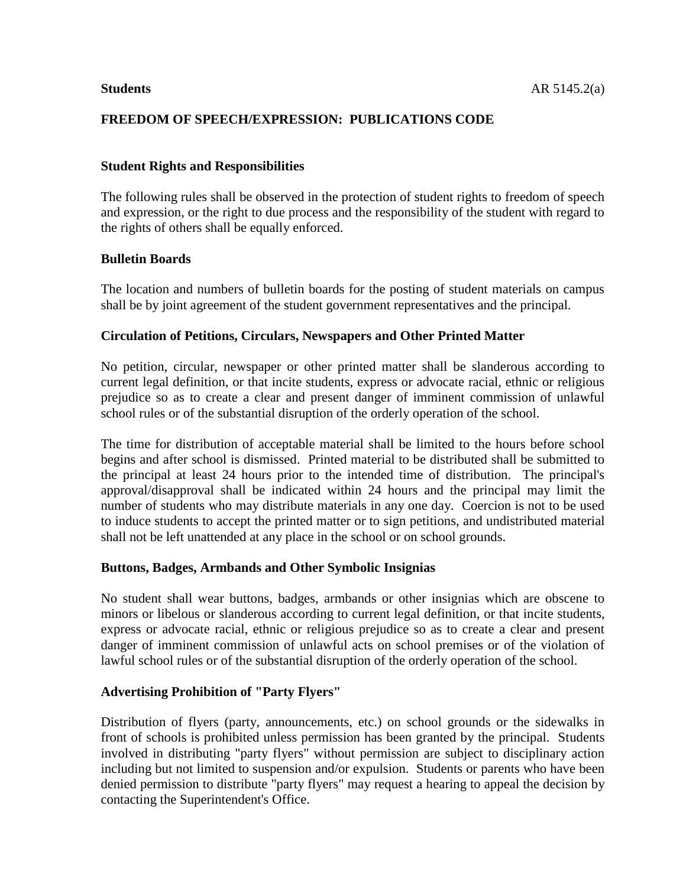**Students** AR 5145.2(a)

## FREEDOM OF SPEECH/EXPRESSION: PUBLICATIONS CODE

### Student Rights and Responsibilities

The following rules shall be observed in the protection of student rights to freedom of speech and expression, or the right to due process and the responsibility of the student with regard to the rights of others shall be equally enforced.

### Bulletin Boards

The location and numbers of bulletin boards for the posting of student materials on campus shall be by joint agreement of the student government representatives and the principal.

### Circulation of Petitions, Circulars, Newspapers and Other Printed Matter

No petition, circular, newspaper or other printed matter shall be slanderous according to current legal definition, or that incite students, express or advocate racial, ethnic or religious prejudice so as to create a clear and present danger of imminent commission of unlawful school rules or of the substantial disruption of the orderly operation of the school.

The time for distribution of acceptable material shall be limited to the hours before school begins and after school is dismissed. Printed material to be distributed shall be submitted to the principal at least 24 hours prior to the intended time of distribution. The principal's approval/disapproval shall be indicated within 24 hours and the principal may limit the number of students who may distribute materials in any one day. Coercion is not to be used to induce students to accept the printed matter or to sign petitions, and undistributed material shall not be left unattended at any place in the school or on school grounds.

### Buttons, Badges, Armbands and Other Symbolic Insignias

No student shall wear buttons, badges, armbands or other insignias which are obscene to minors or libelous or slanderous according to current legal definition, or that incite students, express or advocate racial, ethnic or religious prejudice so as to create a clear and present danger of imminent commission of unlawful acts on school premises or of the violation of lawful school rules or of the substantial disruption of the orderly operation of the school.

### Advertising Prohibition of "Party Flyers"

Distribution of flyers (party, announcements, etc.) on school grounds or the sidewalks in front of schools is prohibited unless permission has been granted by the principal. Students involved in distributing "party flyers" without permission are subject to disciplinary action including but not limited to suspension and/or expulsion. Students or parents who have been denied permission to distribute "party flyers" may request a hearing to appeal the decision by contacting the Superintendent's Office.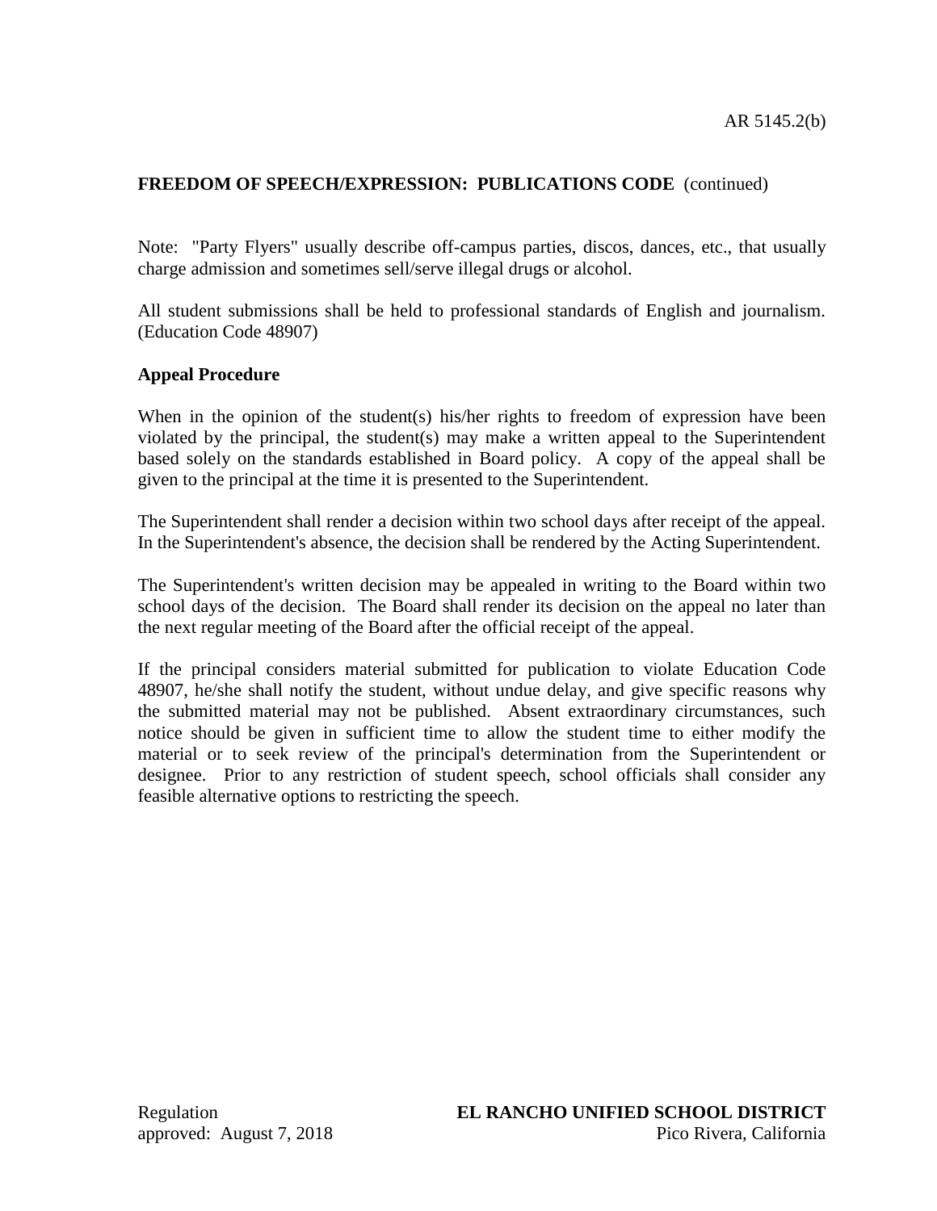**FREEDOM OF SPEECH/EXPRESSION: PUBLICATIONS CODE** (continued)

Note: "Party Flyers" usually describe off-campus parties, discos, dances, etc., that usually charge admission and sometimes sell/serve illegal drugs or alcohol.

All student submissions shall be held to professional standards of English and journalism. (Education Code 48907)

### Appeal Procedure

When in the opinion of the student(s) his/her rights to freedom of expression have been violated by the principal, the student(s) may make a written appeal to the Superintendent based solely on the standards established in Board policy. A copy of the appeal shall be given to the principal at the time it is presented to the Superintendent.

The Superintendent shall render a decision within two school days after receipt of the appeal. In the Superintendent's absence, the decision shall be rendered by the Acting Superintendent.

The Superintendent's written decision may be appealed in writing to the Board within two school days of the decision. The Board shall render its decision on the appeal no later than the next regular meeting of the Board after the official receipt of the appeal.

If the principal considers material submitted for publication to violate Education Code 48907, he/she shall notify the student, without undue delay, and give specific reasons why the submitted material may not be published. Absent extraordinary circumstances, such notice should be given in sufficient time to allow the student time to either modify the material or to seek review of the principal's determination from the Superintendent or designee. Prior to any restriction of student speech, school officials shall consider any feasible alternative options to restricting the speech.

Regulation
approved: August 7, 2018

**EL RANCHO UNIFIED SCHOOL DISTRICT**
Pico Rivera, California